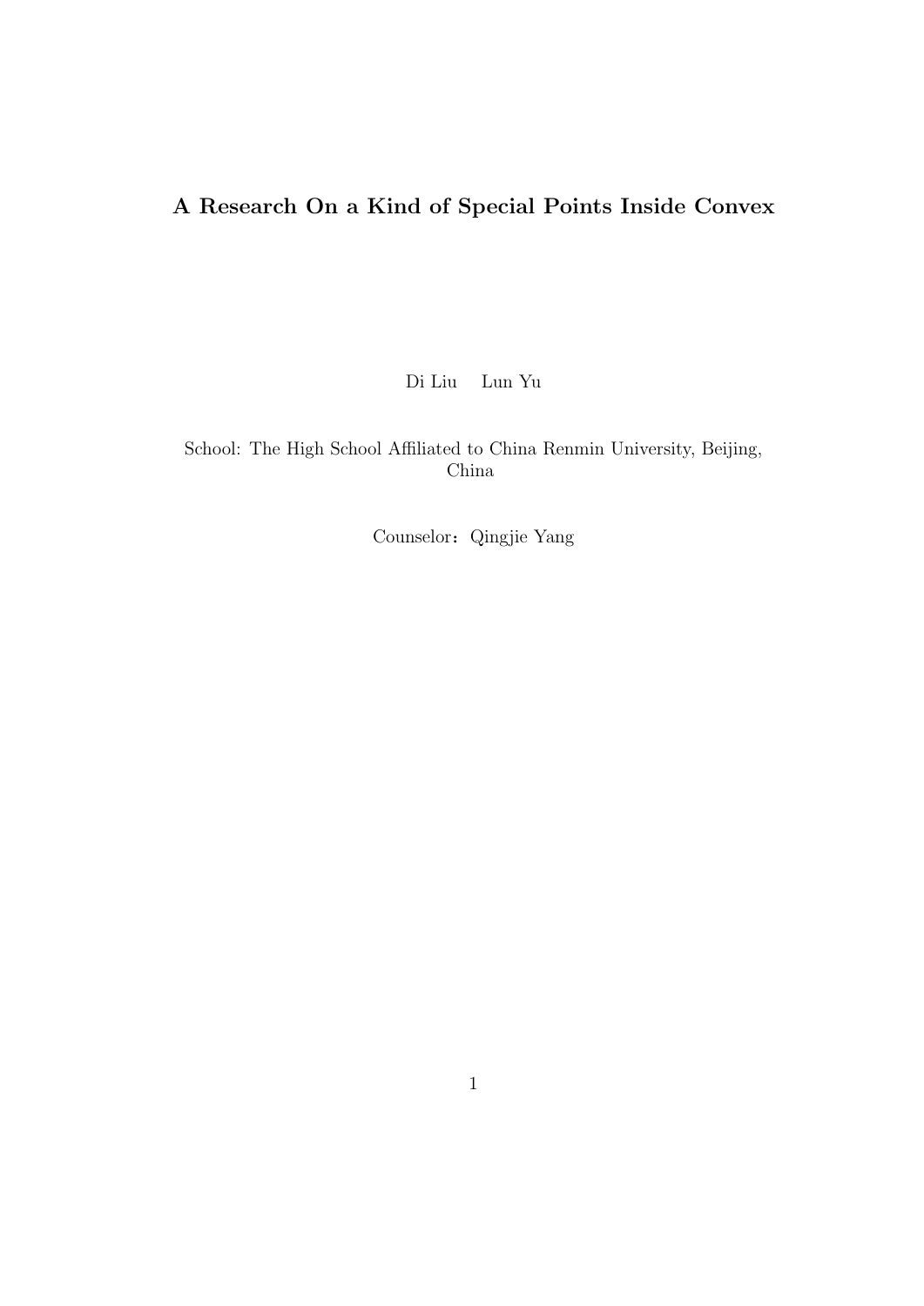# A Research On a Kind of Special Points Inside Convex

Di Liu  Lun Yu

School: The High School Affiliated to China Renmin University, Beijing, China

Counselor：Qingjie Yang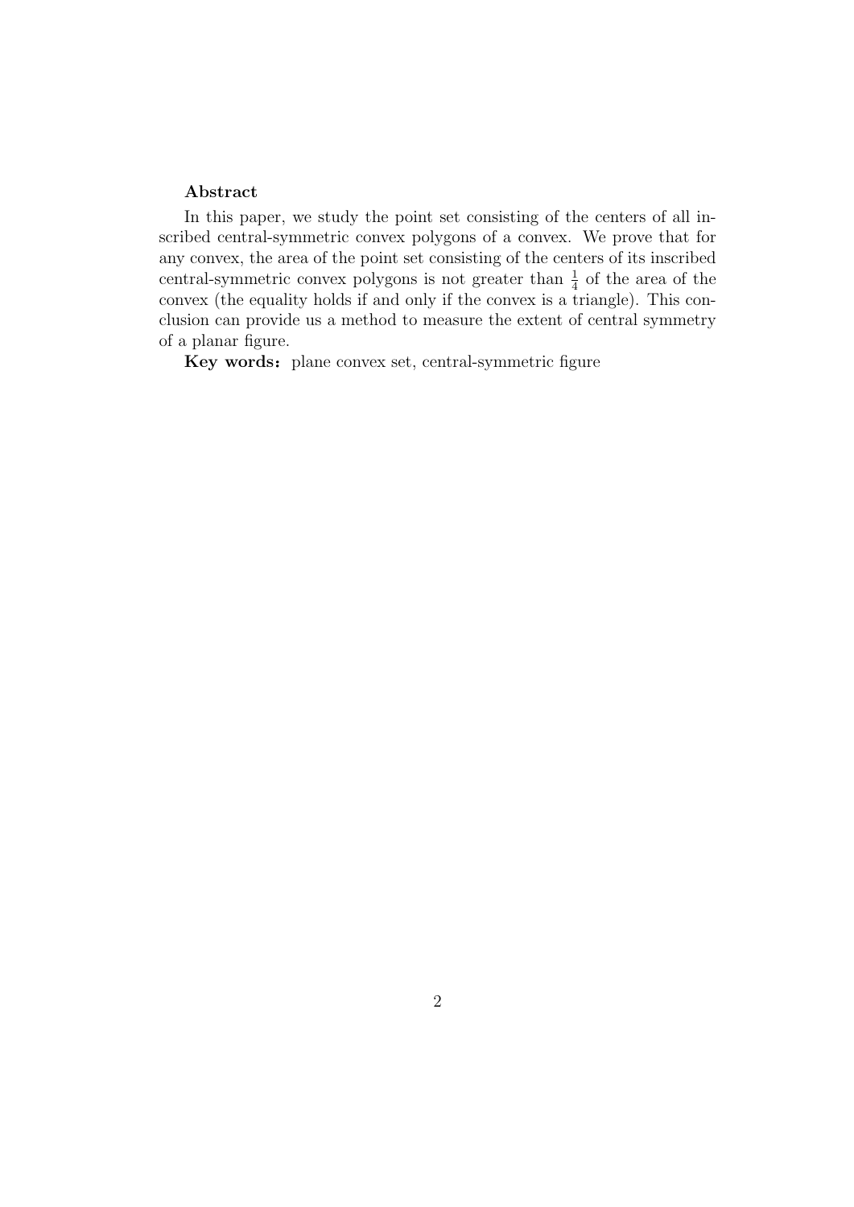**Abstract**

In this paper, we study the point set consisting of the centers of all inscribed central-symmetric convex polygons of a convex. We prove that for any convex, the area of the point set consisting of the centers of its inscribed central-symmetric convex polygons is not greater than $\frac{1}{4}$ of the area of the convex (the equality holds if and only if the convex is a triangle). This conclusion can provide us a method to measure the extent of central symmetry of a planar figure.

**Key words：** plane convex set, central-symmetric figure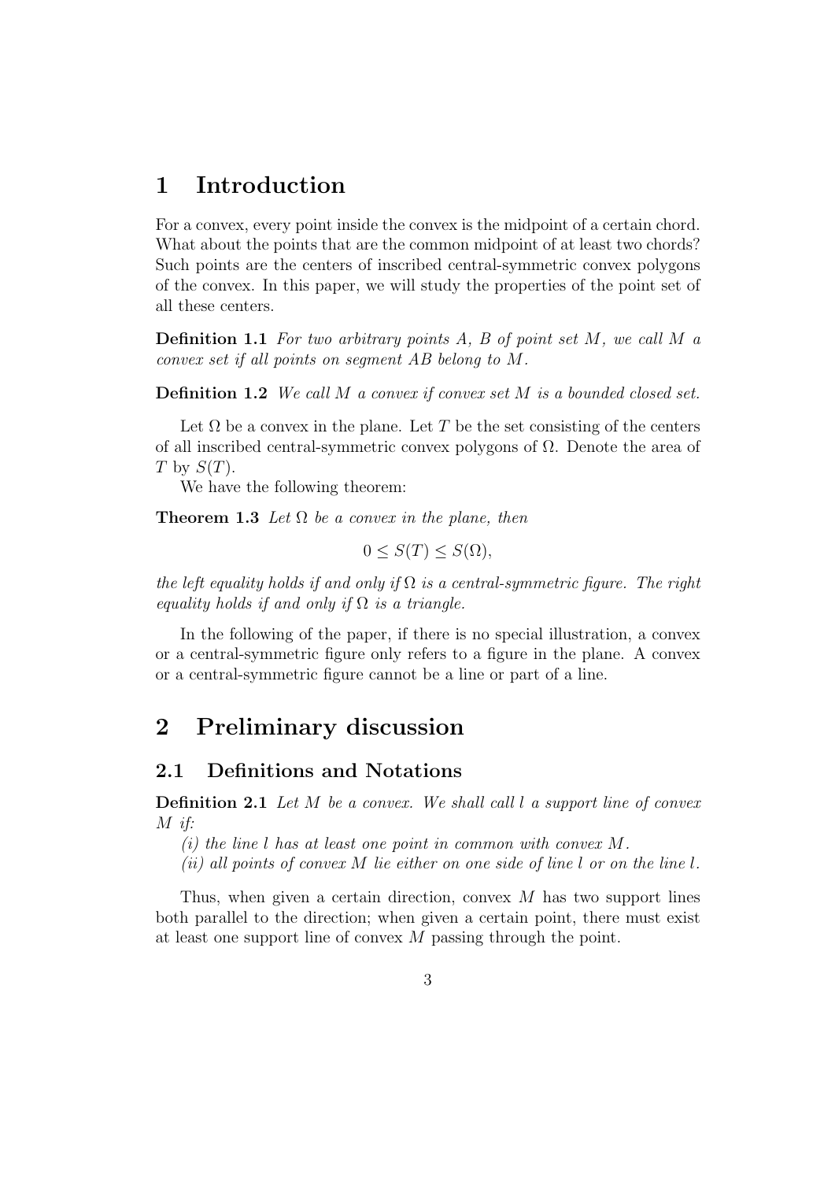# 1 Introduction

For a convex, every point inside the convex is the midpoint of a certain chord. What about the points that are the common midpoint of at least two chords? Such points are the centers of inscribed central-symmetric convex polygons of the convex. In this paper, we will study the properties of the point set of all these centers.

**Definition 1.1** *For two arbitrary points $A$, $B$ of point set $M$, we call $M$ a convex set if all points on segment $AB$ belong to $M$.*

**Definition 1.2** *We call $M$ a convex if convex set $M$ is a bounded closed set.*

Let $\Omega$ be a convex in the plane. Let $T$ be the set consisting of the centers of all inscribed central-symmetric convex polygons of $\Omega$. Denote the area of $T$ by $S(T)$.

We have the following theorem:

**Theorem 1.3** *Let $\Omega$ be a convex in the plane, then*

$$0 \leq S(T) \leq S(\Omega),$$

*the left equality holds if and only if $\Omega$ is a central-symmetric figure. The right equality holds if and only if $\Omega$ is a triangle.*

In the following of the paper, if there is no special illustration, a convex or a central-symmetric figure only refers to a figure in the plane. A convex or a central-symmetric figure cannot be a line or part of a line.

# 2 Preliminary discussion

## 2.1 Definitions and Notations

**Definition 2.1** *Let $M$ be a convex. We shall call $l$ a support line of convex $M$ if:*

*(i) the line $l$ has at least one point in common with convex $M$.*

*(ii) all points of convex $M$ lie either on one side of line $l$ or on the line $l$.*

Thus, when given a certain direction, convex $M$ has two support lines both parallel to the direction; when given a certain point, there must exist at least one support line of convex $M$ passing through the point.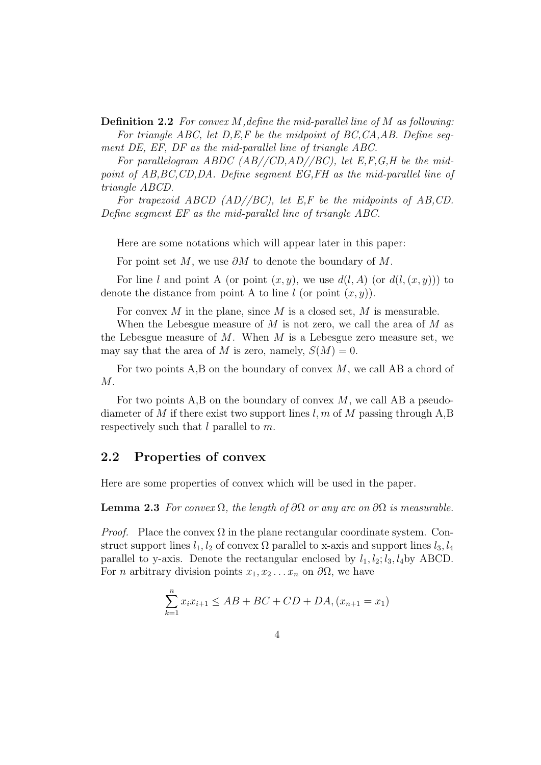**Definition 2.2** *For convex $M$, define the mid-parallel line of $M$ as following:*

*For triangle ABC, let D,E,F be the midpoint of BC,CA,AB. Define segment DE, EF, DF as the mid-parallel line of triangle ABC.*

*For parallelogram ABDC (AB//CD,AD//BC), let E,F,G,H be the midpoint of AB,BC,CD,DA. Define segment EG,FH as the mid-parallel line of triangle ABCD.*

*For trapezoid ABCD (AD//BC), let E,F be the midpoints of AB,CD. Define segment EF as the mid-parallel line of triangle ABC.*

Here are some notations which will appear later in this paper:

For point set $M$, we use $\partial M$ to denote the boundary of $M$.

For line $l$ and point A (or point $(x, y)$, we use $d(l, A)$ (or $d(l, (x, y))$) to denote the distance from point A to line $l$ (or point $(x, y)$).

For convex $M$ in the plane, since $M$ is a closed set, $M$ is measurable.

When the Lebesgue measure of $M$ is not zero, we call the area of $M$ as the Lebesgue measure of $M$. When $M$ is a Lebesgue zero measure set, we may say that the area of $M$ is zero, namely, $S(M) = 0$.

For two points A,B on the boundary of convex $M$, we call AB a chord of $M$.

For two points A,B on the boundary of convex $M$, we call AB a pseudo-diameter of $M$ if there exist two support lines $l, m$ of $M$ passing through A,B respectively such that $l$ parallel to $m$.

## 2.2 Properties of convex

Here are some properties of convex which will be used in the paper.

**Lemma 2.3** *For convex $\Omega$, the length of $\partial\Omega$ or any arc on $\partial\Omega$ is measurable.*

*Proof.* Place the convex $\Omega$ in the plane rectangular coordinate system. Construct support lines $l_1, l_2$ of convex $\Omega$ parallel to x-axis and support lines $l_3, l_4$ parallel to y-axis. Denote the rectangular enclosed by $l_1, l_2; l_3, l_4$by ABCD. For $n$ arbitrary division points $x_1, x_2 \dots x_n$ on $\partial\Omega$, we have

$$\sum_{k=1}^{n} x_i x_{i+1} \leq AB + BC + CD + DA, (x_{n+1} = x_1)$$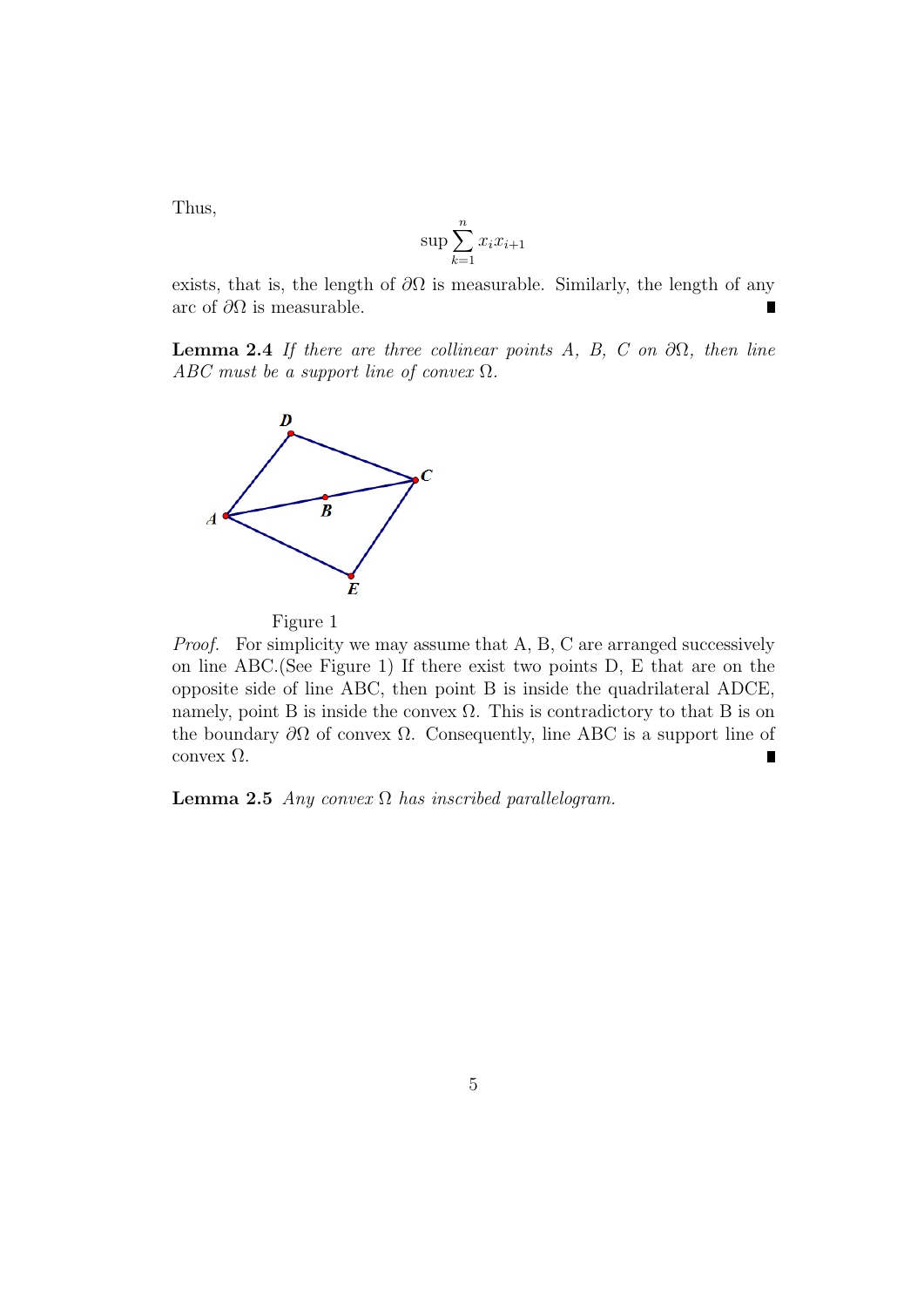Thus,

$$\sup \sum_{k=1}^{n} x_i x_{i+1}$$

exists, that is, the length of $\partial\Omega$ is measurable. Similarly, the length of any arc of $\partial\Omega$ is measurable. ∎

**Lemma 2.4** *If there are three collinear points A, B, C on $\partial\Omega$, then line ABC must be a support line of convex $\Omega$.*

D

C

B

A

E

Figure 1

*Proof.* For simplicity we may assume that A, B, C are arranged successively on line ABC.(See Figure 1) If there exist two points D, E that are on the opposite side of line ABC, then point B is inside the quadrilateral ADCE, namely, point B is inside the convex $\Omega$. This is contradictory to that B is on the boundary $\partial\Omega$ of convex $\Omega$. Consequently, line ABC is a support line of convex $\Omega$. ∎

**Lemma 2.5** *Any convex $\Omega$ has inscribed parallelogram.*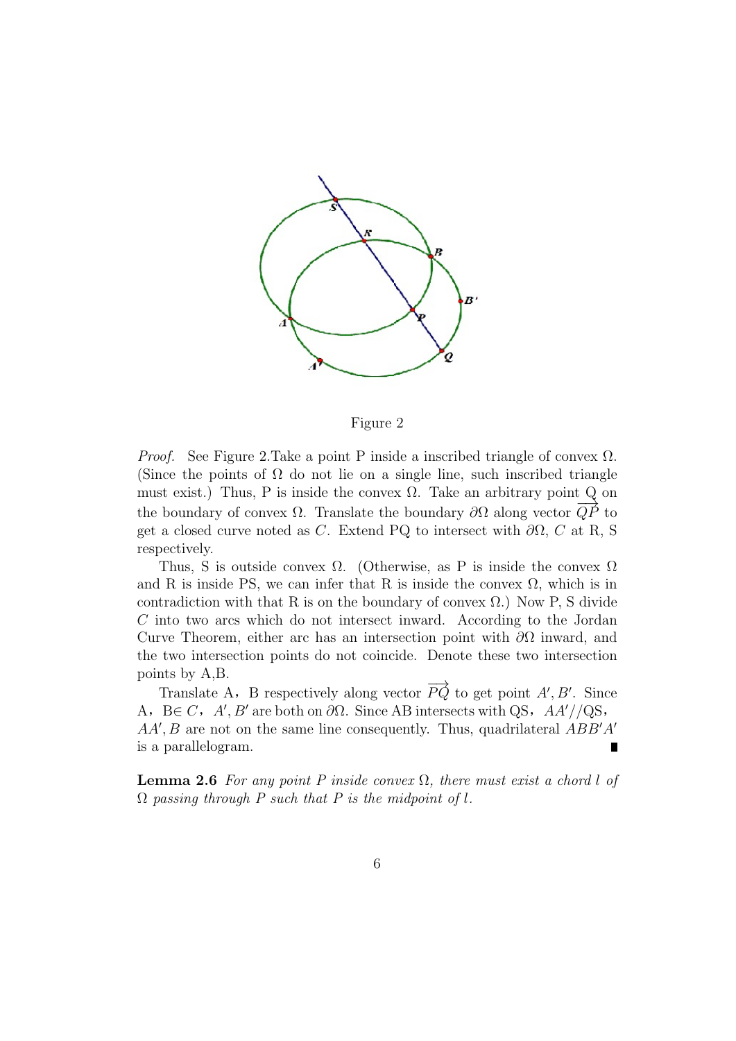S

R

B

B'

P

A

A'

Q

Figure 2

*Proof.* See Figure 2.Take a point P inside a inscribed triangle of convex $\Omega$. (Since the points of $\Omega$ do not lie on a single line, such inscribed triangle must exist.) Thus, P is inside the convex $\Omega$. Take an arbitrary point Q on the boundary of convex $\Omega$. Translate the boundary $\partial\Omega$ along vector $\overrightarrow{QP}$ to get a closed curve noted as $C$. Extend PQ to intersect with $\partial\Omega$, $C$ at R, S respectively.

Thus, S is outside convex $\Omega$. (Otherwise, as P is inside the convex $\Omega$ and R is inside PS, we can infer that R is inside the convex $\Omega$, which is in contradiction with that R is on the boundary of convex $\Omega$.) Now P, S divide $C$ into two arcs which do not intersect inward. According to the Jordan Curve Theorem, either arc has an intersection point with $\partial\Omega$ inward, and the two intersection points do not coincide. Denote these two intersection points by A,B.

Translate A，B respectively along vector $\overrightarrow{PQ}$ to get point $A', B'$. Since A，B$\in C$，$A', B'$ are both on $\partial\Omega$. Since AB intersects with QS，$AA'//$QS，$AA', B$ are not on the same line consequently. Thus, quadrilateral $ABB'A'$ is a parallelogram. ∎

**Lemma 2.6** *For any point P inside convex $\Omega$, there must exist a chord $l$ of $\Omega$ passing through P such that P is the midpoint of $l$.*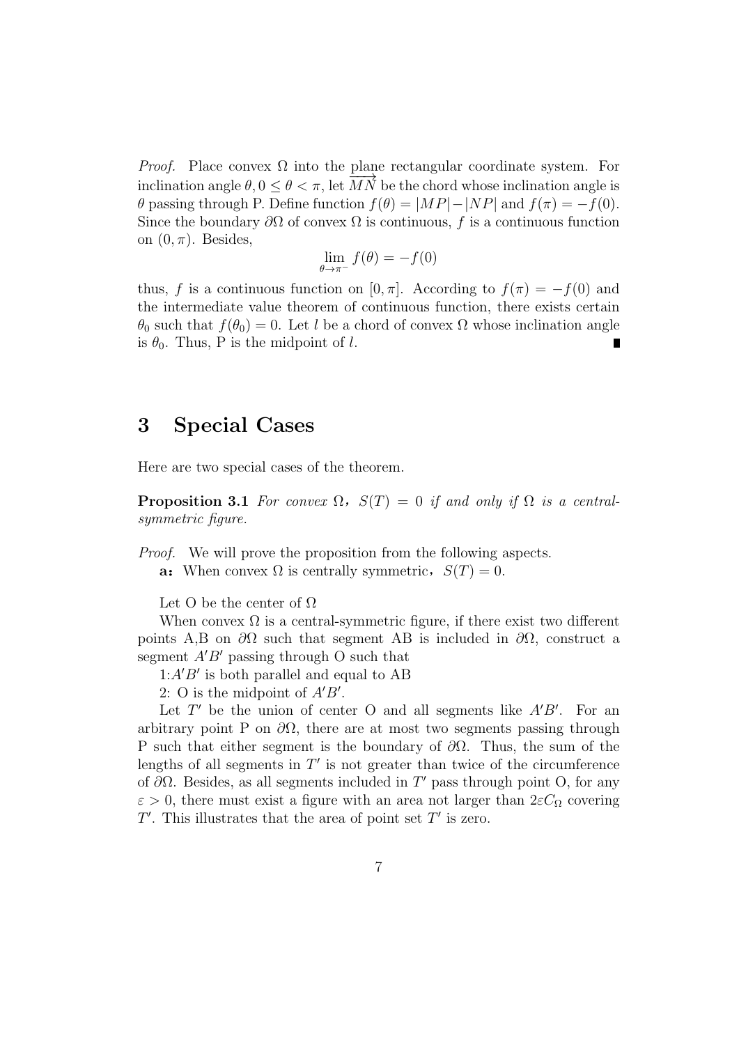*Proof.* Place convex $\Omega$ into the plane rectangular coordinate system. For inclination angle $\theta, 0 \leq \theta < \pi$, let $\overrightarrow{MN}$ be the chord whose inclination angle is $\theta$ passing through P. Define function $f(\theta) = |MP| - |NP|$ and $f(\pi) = -f(0)$. Since the boundary $\partial\Omega$ of convex $\Omega$ is continuous, $f$ is a continuous function on $(0, \pi)$. Besides,

$$\lim_{\theta \to \pi^-} f(\theta) = -f(0)$$

thus, $f$ is a continuous function on $[0, \pi]$. According to $f(\pi) = -f(0)$ and the intermediate value theorem of continuous function, there exists certain $\theta_0$ such that $f(\theta_0) = 0$. Let $l$ be a chord of convex $\Omega$ whose inclination angle is $\theta_0$. Thus, P is the midpoint of $l$. ∎

# 3 Special Cases

Here are two special cases of the theorem.

**Proposition 3.1** *For convex $\Omega$，$S(T) = 0$ if and only if $\Omega$ is a central-symmetric figure.*

*Proof.* We will prove the proposition from the following aspects.

**a：** When convex $\Omega$ is centrally symmetric，$S(T) = 0$.

Let O be the center of $\Omega$

When convex $\Omega$ is a central-symmetric figure, if there exist two different points A,B on $\partial\Omega$ such that segment AB is included in $\partial\Omega$, construct a segment $A'B'$ passing through O such that

1:$A'B'$ is both parallel and equal to AB

2: O is the midpoint of $A'B'$.

Let $T'$ be the union of center O and all segments like $A'B'$. For an arbitrary point P on $\partial\Omega$, there are at most two segments passing through P such that either segment is the boundary of $\partial\Omega$. Thus, the sum of the lengths of all segments in $T'$ is not greater than twice of the circumference of $\partial\Omega$. Besides, as all segments included in $T'$ pass through point O, for any $\varepsilon > 0$, there must exist a figure with an area not larger than $2\varepsilon C_\Omega$ covering $T'$. This illustrates that the area of point set $T'$ is zero.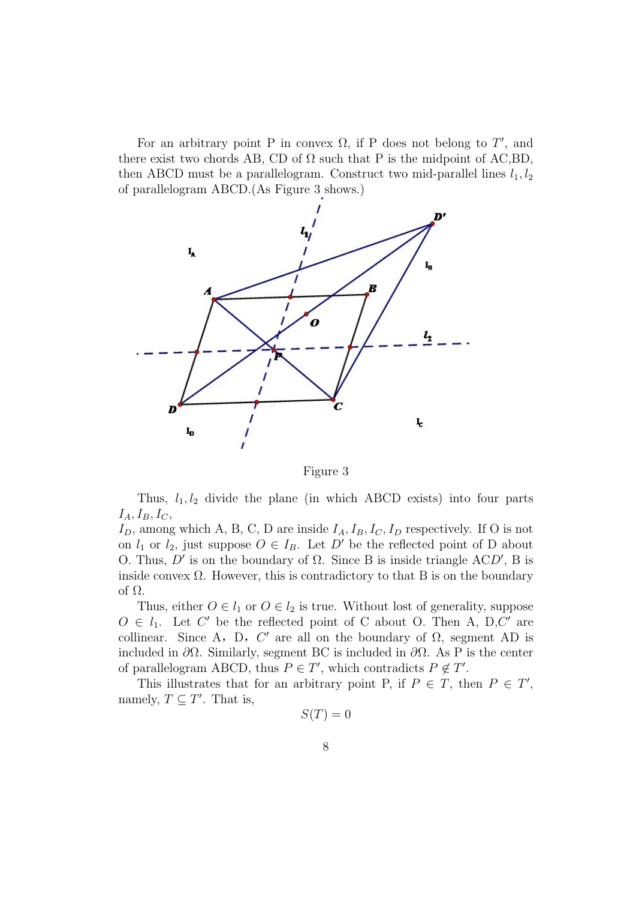For an arbitrary point P in convex $\Omega$, if P does not belong to $T'$, and there exist two chords AB, CD of $\Omega$ such that P is the midpoint of AC,BD, then ABCD must be a parallelogram. Construct two mid-parallel lines $l_1, l_2$ of parallelogram ABCD.(As Figure 3 shows.)

Figure 3

Thus, $l_1, l_2$ divide the plane (in which ABCD exists) into four parts $I_A, I_B, I_C$,
$I_D$, among which A, B, C, D are inside $I_A, I_B, I_C, I_D$ respectively. If O is not on $l_1$ or $l_2$, just suppose $O \in I_B$. Let $D'$ be the reflected point of D about O. Thus, $D'$ is on the boundary of $\Omega$. Since B is inside triangle $ACD'$, B is inside convex $\Omega$. However, this is contradictory to that B is on the boundary of $\Omega$.

Thus, either $O \in l_1$ or $O \in l_2$ is true. Without lost of generality, suppose $O \in l_1$. Let $C'$ be the reflected point of C about O. Then A, D,$C'$ are collinear. Since A，D，$C'$ are all on the boundary of $\Omega$, segment AD is included in $\partial\Omega$. Similarly, segment BC is included in $\partial\Omega$. As P is the center of parallelogram ABCD, thus $P \in T'$, which contradicts $P \notin T'$.

This illustrates that for an arbitrary point P, if $P \in T$, then $P \in T'$, namely, $T \subseteq T'$. That is,

$$S(T) = 0$$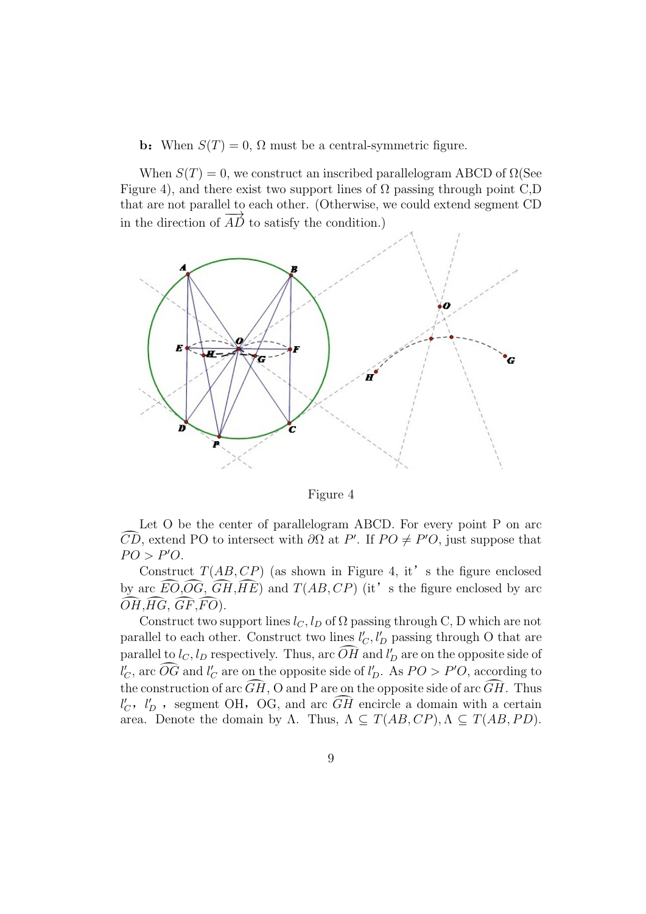**b：** When $S(T) = 0$, $\Omega$ must be a central-symmetric figure.

When $S(T) = 0$, we construct an inscribed parallelogram ABCD of $\Omega$(See Figure 4), and there exist two support lines of $\Omega$ passing through point C,D that are not parallel to each other. (Otherwise, we could extend segment CD in the direction of $\overrightarrow{AD}$ to satisfy the condition.)

Figure 4

Let O be the center of parallelogram ABCD. For every point P on arc $\widehat{CD}$, extend PO to intersect with $\partial\Omega$ at $P'$. If $PO \neq P'O$, just suppose that $PO > P'O$.

Construct $T(AB, CP)$ (as shown in Figure 4, it's the figure enclosed by arc $\widehat{EO}$,$\widehat{OG}$, $\widehat{GH}$,$\widehat{HE}$) and $T(AB, CP)$ (it's the figure enclosed by arc $\widehat{OH}$,$\widehat{HG}$, $\widehat{GF}$,$\widehat{FO}$).

Construct two support lines $l_C, l_D$ of $\Omega$ passing through C, D which are not parallel to each other. Construct two lines $l'_C, l'_D$ passing through O that are parallel to $l_C, l_D$ respectively. Thus, arc $\widehat{OH}$ and $l'_D$ are on the opposite side of $l'_C$, arc $\widehat{OG}$ and $l'_C$ are on the opposite side of $l'_D$. As $PO > P'O$, according to the construction of arc $\widehat{GH}$, O and P are on the opposite side of arc $\widehat{GH}$. Thus $l'_C$, $l'_D$ , segment OH, OG, and arc $\widehat{GH}$ encircle a domain with a certain area. Denote the domain by $\Lambda$. Thus, $\Lambda \subseteq T(AB, CP), \Lambda \subseteq T(AB, PD)$.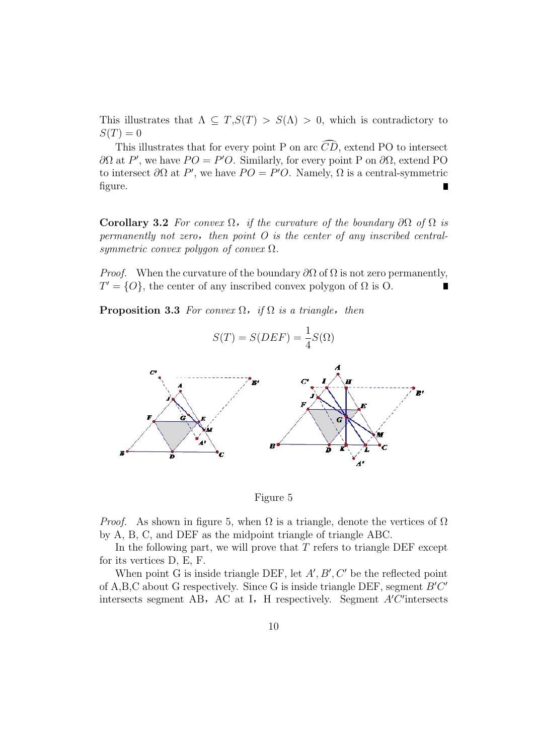This illustrates that $\Lambda \subseteq T, S(T) > S(\Lambda) > 0$, which is contradictory to $S(T) = 0$

This illustrates that for every point P on arc $\widehat{CD}$, extend PO to intersect $\partial\Omega$ at $P'$, we have $PO = P'O$. Similarly, for every point P on $\partial\Omega$, extend PO to intersect $\partial\Omega$ at $P'$, we have $PO = P'O$. Namely, $\Omega$ is a central-symmetric figure. ∎

**Corollary 3.2** *For convex $\Omega$, if the curvature of the boundary $\partial\Omega$ of $\Omega$ is permanently not zero, then point $O$ is the center of any inscribed central-symmetric convex polygon of convex $\Omega$.*

*Proof.* When the curvature of the boundary $\partial\Omega$ of $\Omega$ is not zero permanently, $T' = \{O\}$, the center of any inscribed convex polygon of $\Omega$ is O. ∎

**Proposition 3.3** *For convex $\Omega$, if $\Omega$ is a triangle, then*

$$S(T) = S(DEF) = \frac{1}{4}S(\Omega)$$

Figure 5

*Proof.* As shown in figure 5, when $\Omega$ is a triangle, denote the vertices of $\Omega$ by A, B, C, and DEF as the midpoint triangle of triangle ABC.

In the following part, we will prove that $T$ refers to triangle DEF except for its vertices D, E, F.

When point G is inside triangle DEF, let $A', B', C'$ be the reflected point of A,B,C about G respectively. Since G is inside triangle DEF, segment $B'C'$ intersects segment AB, AC at I, H respectively. Segment $A'C'$intersects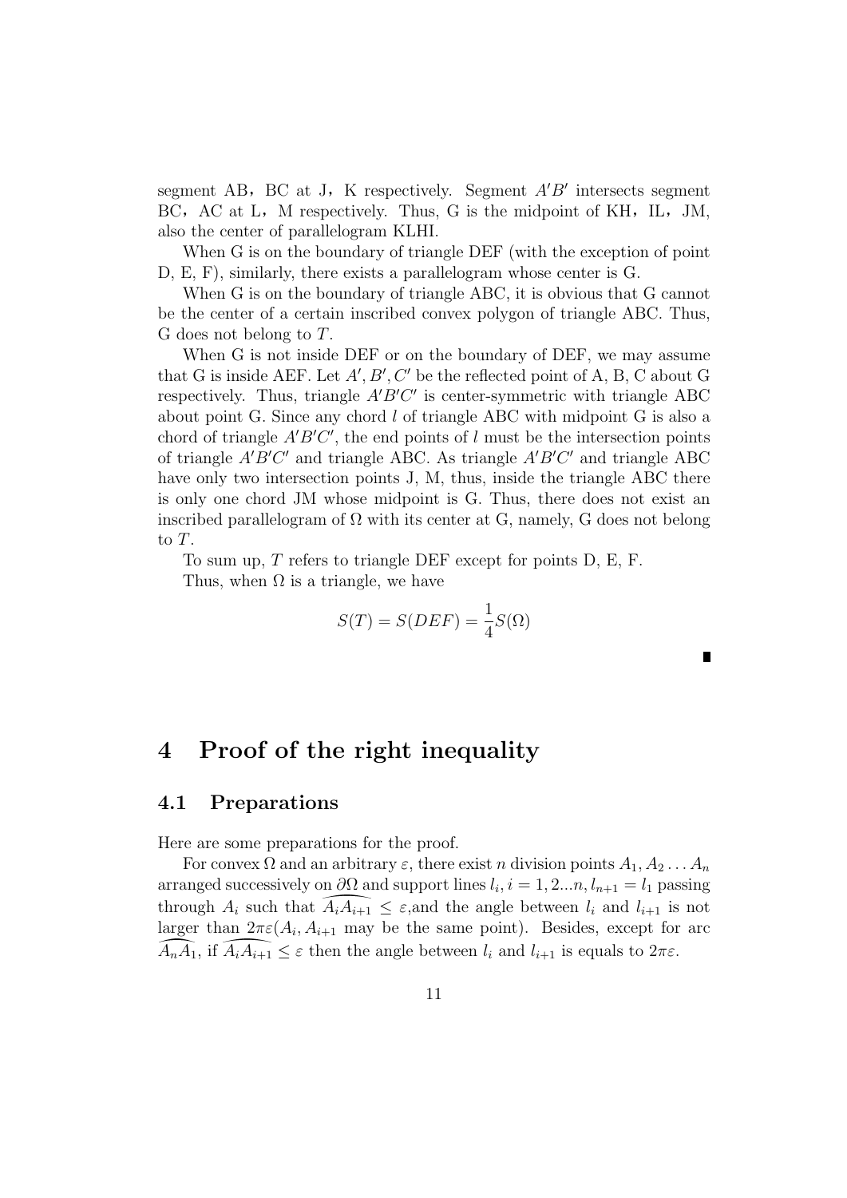segment AB，BC at J，K respectively. Segment $A'B'$ intersects segment BC，AC at L，M respectively. Thus, G is the midpoint of KH，IL，JM, also the center of parallelogram KLHI.

When G is on the boundary of triangle DEF (with the exception of point D, E, F), similarly, there exists a parallelogram whose center is G.

When G is on the boundary of triangle ABC, it is obvious that G cannot be the center of a certain inscribed convex polygon of triangle ABC. Thus, G does not belong to $T$.

When G is not inside DEF or on the boundary of DEF, we may assume that G is inside AEF. Let $A', B', C'$ be the reflected point of A, B, C about G respectively. Thus, triangle $A'B'C'$ is center-symmetric with triangle ABC about point G. Since any chord $l$ of triangle ABC with midpoint G is also a chord of triangle $A'B'C'$, the end points of $l$ must be the intersection points of triangle $A'B'C'$ and triangle ABC. As triangle $A'B'C'$ and triangle ABC have only two intersection points J, M, thus, inside the triangle ABC there is only one chord JM whose midpoint is G. Thus, there does not exist an inscribed parallelogram of $\Omega$ with its center at G, namely, G does not belong to $T$.

To sum up, $T$ refers to triangle DEF except for points D, E, F.

Thus, when $\Omega$ is a triangle, we have

$$S(T) = S(DEF) = \frac{1}{4}S(\Omega)$$

∎

# 4 Proof of the right inequality

## 4.1 Preparations

Here are some preparations for the proof.

For convex $\Omega$ and an arbitrary $\varepsilon$, there exist $n$ division points $A_1, A_2 \ldots A_n$ arranged successively on $\partial\Omega$ and support lines $l_i, i = 1, 2...n, l_{n+1} = l_1$ passing through $A_i$ such that $\widehat{A_iA_{i+1}} \leq \varepsilon$,and the angle between $l_i$ and $l_{i+1}$ is not larger than $2\pi\varepsilon$($A_i, A_{i+1}$ may be the same point). Besides, except for arc $\widehat{A_nA_1}$, if $\widehat{A_iA_{i+1}} \leq \varepsilon$ then the angle between $l_i$ and $l_{i+1}$ is equals to $2\pi\varepsilon$.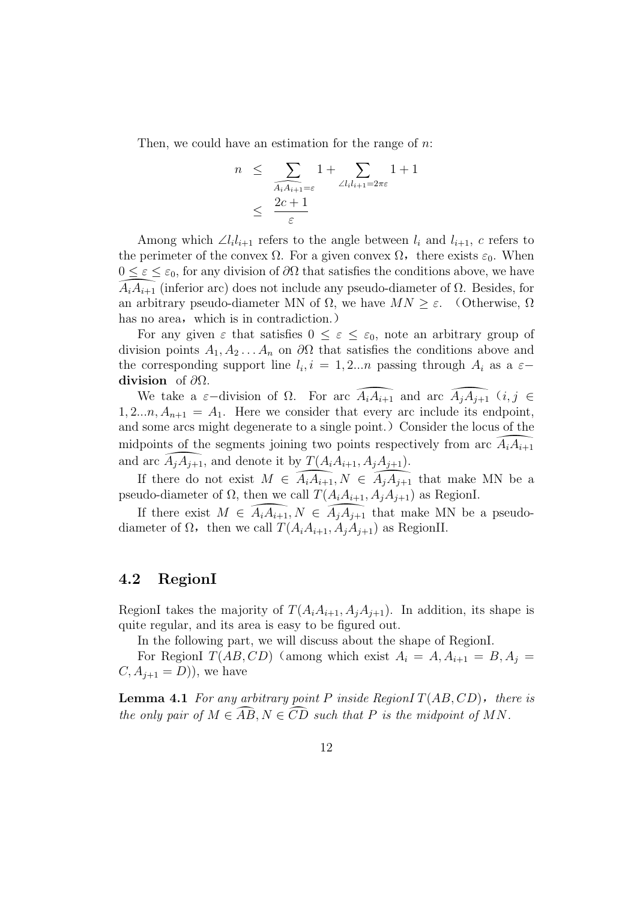Then, we could have an estimation for the range of $n$:

$$
\begin{aligned}
n &\leq \sum_{\widehat{A_iA_{i+1}}=\varepsilon} 1 + \sum_{\angle l_i l_{i+1}=2\pi\varepsilon} 1 + 1 \\
&\leq \frac{2c+1}{\varepsilon}
\end{aligned}
$$

Among which $\angle l_i l_{i+1}$ refers to the angle between $l_i$ and $l_{i+1}$, $c$ refers to the perimeter of the convex $\Omega$. For a given convex $\Omega$，there exists $\varepsilon_0$. When $0 \leq \varepsilon \leq \varepsilon_0$, for any division of $\partial\Omega$ that satisfies the conditions above, we have $\widehat{A_iA_{i+1}}$ (inferior arc) does not include any pseudo-diameter of $\Omega$. Besides, for an arbitrary pseudo-diameter MN of $\Omega$, we have $MN \geq \varepsilon$. （Otherwise, $\Omega$ has no area，which is in contradiction.）

For any given $\varepsilon$ that satisfies $0 \leq \varepsilon \leq \varepsilon_0$, note an arbitrary group of division points $A_1, A_2 \dots A_n$ on $\partial\Omega$ that satisfies the conditions above and the corresponding support line $l_i, i = 1, 2...n$ passing through $A_i$ as a $\varepsilon-$**division** of $\partial\Omega$.

We take a $\varepsilon-$division of $\Omega$. For arc $\widehat{A_iA_{i+1}}$ and arc $\widehat{A_jA_{j+1}}$（$i, j \in 1, 2...n, A_{n+1} = A_1$. Here we consider that every arc include its endpoint, and some arcs might degenerate to a single point.）Consider the locus of the midpoints of the segments joining two points respectively from arc $\widehat{A_iA_{i+1}}$ and arc $\widehat{A_jA_{j+1}}$, and denote it by $T(A_iA_{i+1}, A_jA_{j+1})$.

If there do not exist $M \in \widehat{A_iA_{i+1}}, N \in \widehat{A_jA_{j+1}}$ that make MN be a pseudo-diameter of $\Omega$, then we call $T(A_iA_{i+1}, A_jA_{j+1})$ as RegionI.

If there exist $M \in \widehat{A_iA_{i+1}}, N \in \widehat{A_jA_{j+1}}$ that make MN be a pseudo-diameter of $\Omega$，then we call $T(A_iA_{i+1}, A_jA_{j+1})$ as RegionII.

## 4.2 RegionI

RegionI takes the majority of $T(A_iA_{i+1}, A_jA_{j+1})$. In addition, its shape is quite regular, and its area is easy to be figured out.

In the following part, we will discuss about the shape of RegionI.

For RegionI $T(AB, CD)$（among which exist $A_i = A, A_{i+1} = B, A_j = C, A_{j+1} = D$)), we have

**Lemma 4.1** *For any arbitrary point $P$ inside RegionI $T(AB, CD)$，there is the only pair of $M \in \widehat{AB}, N \in \widehat{CD}$ such that $P$ is the midpoint of $MN$.*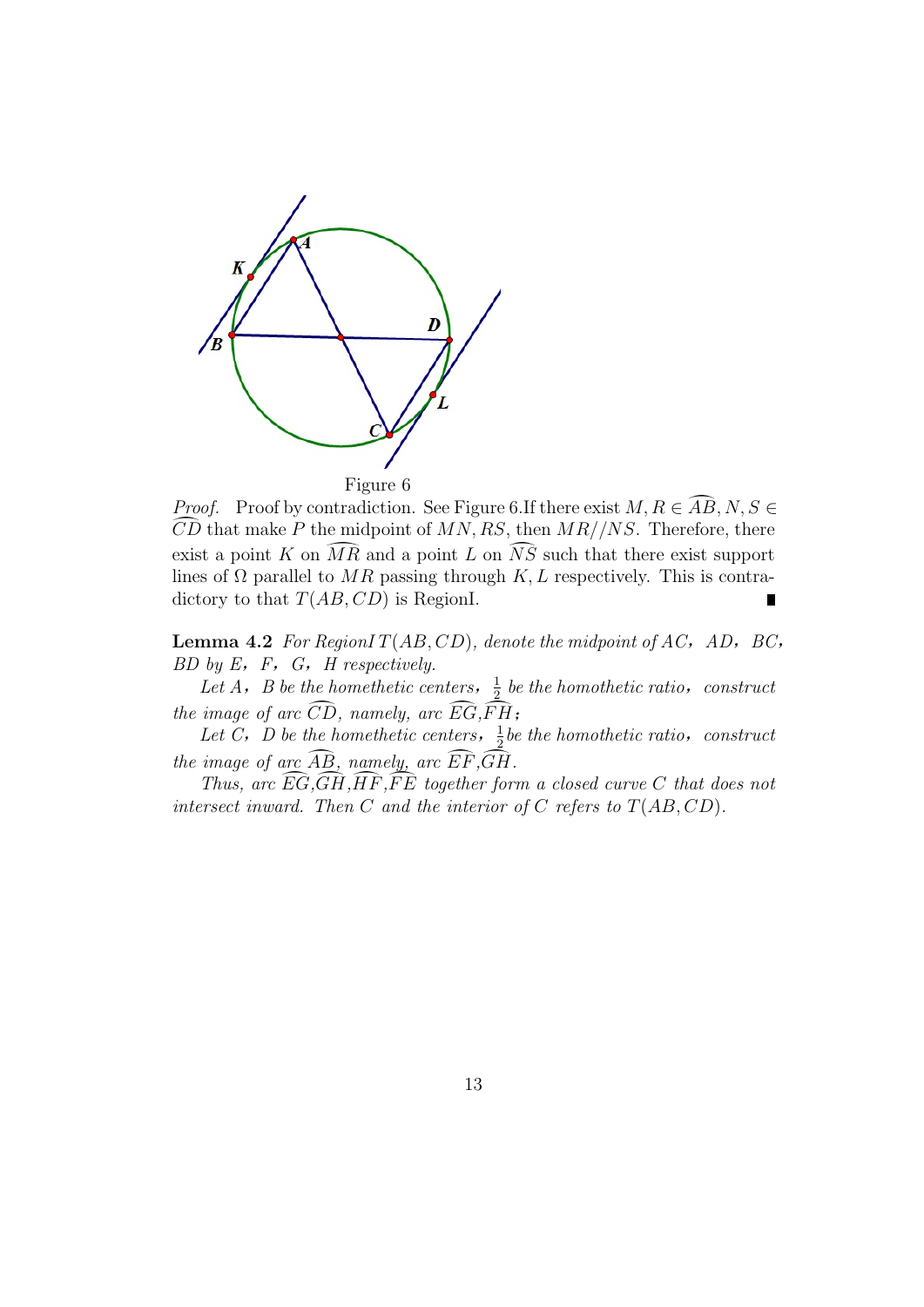Figure 6

*Proof.* Proof by contradiction. See Figure 6.If there exist $M, R \in \widehat{AB}, N, S \in \widehat{CD}$ that make $P$ the midpoint of $MN, RS$, then $MR//NS$. Therefore, there exist a point $K$ on $\widehat{MR}$ and a point $L$ on $\widehat{NS}$ such that there exist support lines of $\Omega$ parallel to $MR$ passing through $K, L$ respectively. This is contradictory to that $T(AB, CD)$ is RegionI. ∎

**Lemma 4.2** *For RegionI $T(AB, CD)$, denote the midpoint of $AC$，$AD$，$BC$，$BD$ by $E$，$F$，$G$，$H$ respectively.*

*Let $A$，$B$ be the homethetic centers，$\frac{1}{2}$ be the homothetic ratio，construct the image of arc $\widehat{CD}$, namely, arc $\widehat{EG}$,$\widehat{FH}$；*

*Let $C$，$D$ be the homethetic centers，$\frac{1}{2}$be the homothetic ratio，construct the image of arc $\widehat{AB}$, namely, arc $\widehat{EF}$,$\widehat{GH}$.*

*Thus, arc $\widehat{EG}$,$\widehat{GH}$,$\widehat{HF}$,$\widehat{FE}$ together form a closed curve $C$ that does not intersect inward. Then $C$ and the interior of $C$ refers to $T(AB, CD)$.*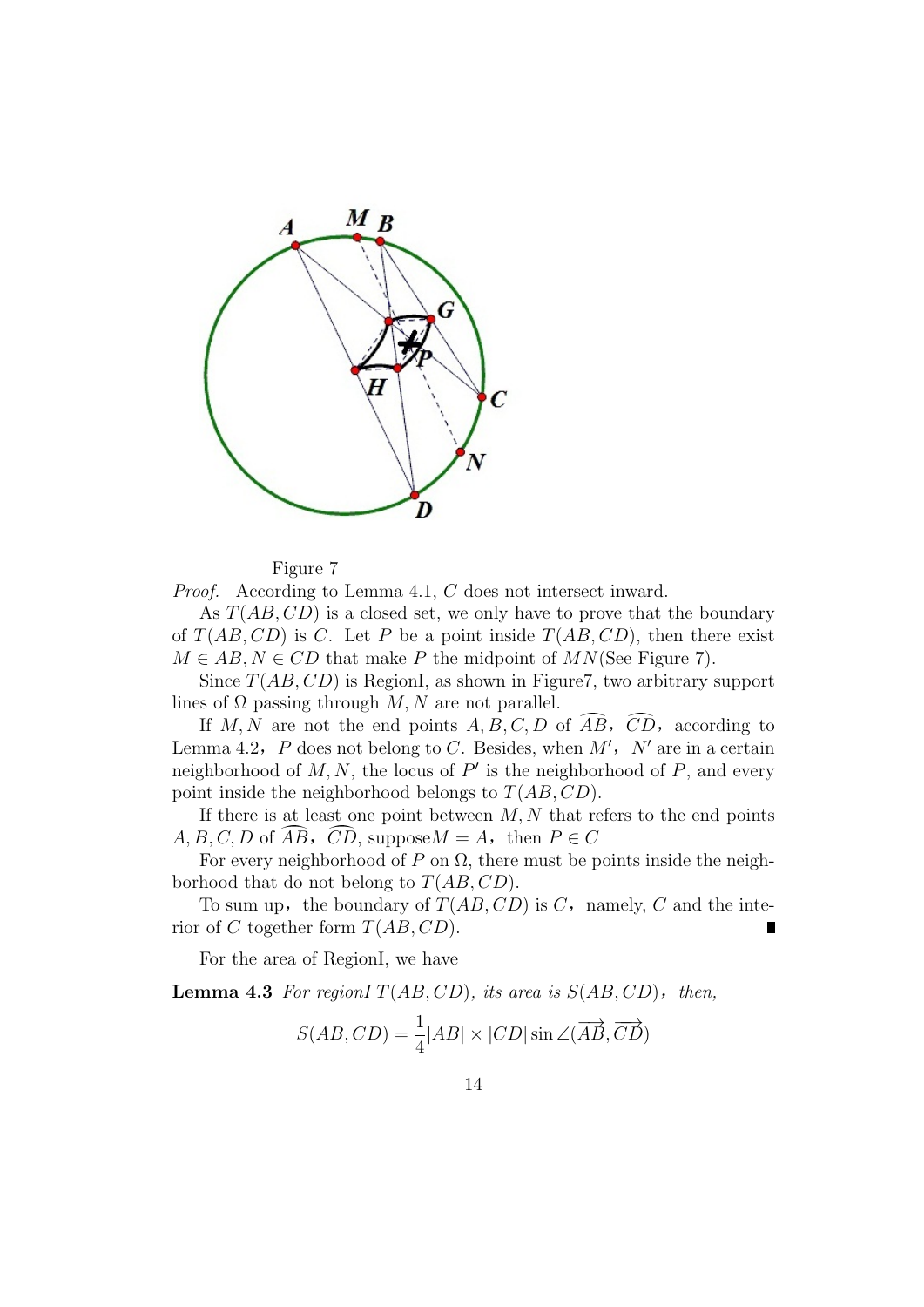A M B G P H C N D

Figure 7

*Proof.* According to Lemma 4.1, $C$ does not intersect inward.

As $T(AB, CD)$ is a closed set, we only have to prove that the boundary of $T(AB, CD)$ is $C$. Let $P$ be a point inside $T(AB, CD)$, then there exist $M \in AB, N \in CD$ that make $P$ the midpoint of $MN$(See Figure 7).

Since $T(AB, CD)$ is RegionI, as shown in Figure7, two arbitrary support lines of $\Omega$ passing through $M, N$ are not parallel.

If $M, N$ are not the end points $A, B, C, D$ of $\widehat{AB}$, $\widehat{CD}$, according to Lemma 4.2, $P$ does not belong to $C$. Besides, when $M'$, $N'$ are in a certain neighborhood of $M, N$, the locus of $P'$ is the neighborhood of $P$, and every point inside the neighborhood belongs to $T(AB, CD)$.

If there is at least one point between $M, N$ that refers to the end points $A, B, C, D$ of $\widehat{AB}$, $\widehat{CD}$, suppose$M = A$, then $P \in C$

For every neighborhood of $P$ on $\Omega$, there must be points inside the neighborhood that do not belong to $T(AB, CD)$.

To sum up, the boundary of $T(AB, CD)$ is $C$, namely, $C$ and the interior of $C$ together form $T(AB, CD)$. ∎

For the area of RegionI, we have

**Lemma 4.3** *For regionI $T(AB, CD)$, its area is $S(AB, CD)$, then,*

$$S(AB, CD) = \frac{1}{4}|AB| \times |CD| \sin \angle(\overrightarrow{AB}, \overrightarrow{CD})$$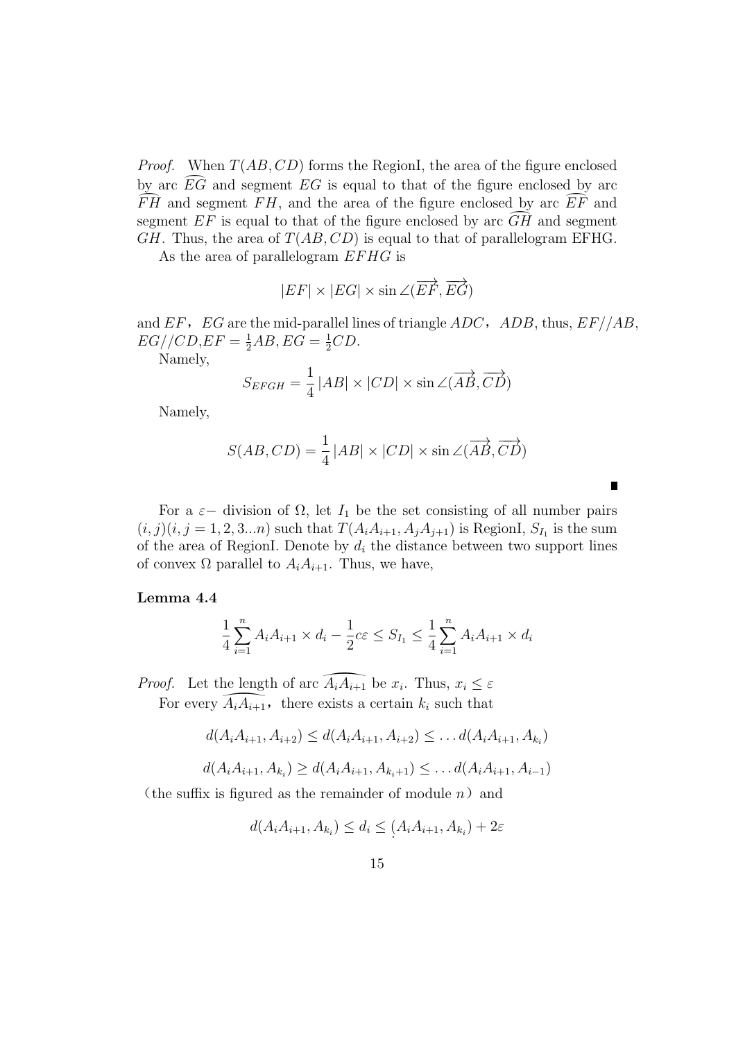*Proof.* When $T(AB, CD)$ forms the RegionI, the area of the figure enclosed by arc $\widehat{EG}$ and segment $EG$ is equal to that of the figure enclosed by arc $\widehat{FH}$ and segment $FH$, and the area of the figure enclosed by arc $\widehat{EF}$ and segment $EF$ is equal to that of the figure enclosed by arc $\widehat{GH}$ and segment $GH$. Thus, the area of $T(AB, CD)$ is equal to that of parallelogram EFHG.

As the area of parallelogram $EFHG$ is

$$|EF| \times |EG| \times \sin\angle(\overrightarrow{EF}, \overrightarrow{EG})$$

and $EF$，$EG$ are the mid-parallel lines of triangle $ADC$，$ADB$, thus, $EF//AB$, $EG//CD$,$EF = \frac{1}{2}AB, EG = \frac{1}{2}CD$.

Namely,

$$S_{EFGH} = \frac{1}{4}\,|AB| \times |CD| \times \sin\angle(\overrightarrow{AB}, \overrightarrow{CD})$$

Namely,

$$S(AB, CD) = \frac{1}{4}\,|AB| \times |CD| \times \sin\angle(\overrightarrow{AB}, \overrightarrow{CD})$$

∎

For a $\varepsilon-$ division of $\Omega$, let $I_1$ be the set consisting of all number pairs $(i, j)(i, j = 1, 2, 3...n)$ such that $T(A_iA_{i+1}, A_jA_{j+1})$ is RegionI, $S_{I_1}$ is the sum of the area of RegionI. Denote by $d_i$ the distance between two support lines of convex $\Omega$ parallel to $A_iA_{i+1}$. Thus, we have,

**Lemma 4.4**

$$\frac{1}{4}\sum_{i=1}^{n} A_iA_{i+1} \times d_i - \frac{1}{2}c\varepsilon \leq S_{I_1} \leq \frac{1}{4}\sum_{i=1}^{n} A_iA_{i+1} \times d_i$$

*Proof.* Let the length of arc $\widehat{A_iA_{i+1}}$ be $x_i$. Thus, $x_i \leq \varepsilon$

For every $\widehat{A_iA_{i+1}}$，there exists a certain $k_i$ such that

$$d(A_iA_{i+1}, A_{i+2}) \leq d(A_iA_{i+1}, A_{i+2}) \leq \ldots d(A_iA_{i+1}, A_{k_i})$$

$$d(A_iA_{i+1}, A_{k_i}) \geq d(A_iA_{i+1}, A_{k_i+1}) \leq \ldots d(A_iA_{i+1}, A_{i-1})$$

（the suffix is figured as the remainder of module $n$）and

$$d(A_iA_{i+1}, A_{k_i}) \leq d_i \leq (A_iA_{i+1}, A_{k_i}) + 2\varepsilon$$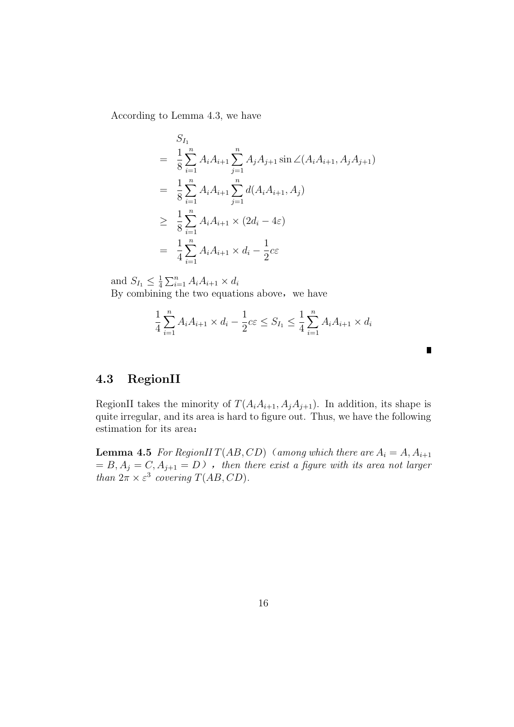According to Lemma 4.3, we have

$$
\begin{aligned}
& S_{I_1} \\
= \ & \frac{1}{8}\sum_{i=1}^{n} A_iA_{i+1} \sum_{j=1}^{n} A_jA_{j+1} \sin\angle(A_iA_{i+1}, A_jA_{j+1}) \\
= \ & \frac{1}{8}\sum_{i=1}^{n} A_iA_{i+1} \sum_{j=1}^{n} d(A_iA_{i+1}, A_j) \\
\geq \ & \frac{1}{8}\sum_{i=1}^{n} A_iA_{i+1} \times (2d_i - 4\varepsilon) \\
= \ & \frac{1}{4}\sum_{i=1}^{n} A_iA_{i+1} \times d_i - \frac{1}{2}c\varepsilon
\end{aligned}
$$

and $S_{I_1} \leq \frac{1}{4}\sum_{i=1}^{n} A_iA_{i+1} \times d_i$

By combining the two equations above, we have

$$
\frac{1}{4}\sum_{i=1}^{n} A_iA_{i+1} \times d_i - \frac{1}{2}c\varepsilon \leq S_{I_1} \leq \frac{1}{4}\sum_{i=1}^{n} A_iA_{i+1} \times d_i
$$

■

## 4.3 RegionII

RegionII takes the minority of $T(A_iA_{i+1}, A_jA_{j+1})$. In addition, its shape is quite irregular, and its area is hard to figure out. Thus, we have the following estimation for its area:

**Lemma 4.5** *For RegionII* $T(AB, CD)$ *(among which there are* $A_i = A, A_{i+1} = B, A_j = C, A_{j+1} = D$*), then there exist a figure with its area not larger than* $2\pi \times \varepsilon^3$ *covering* $T(AB, CD)$.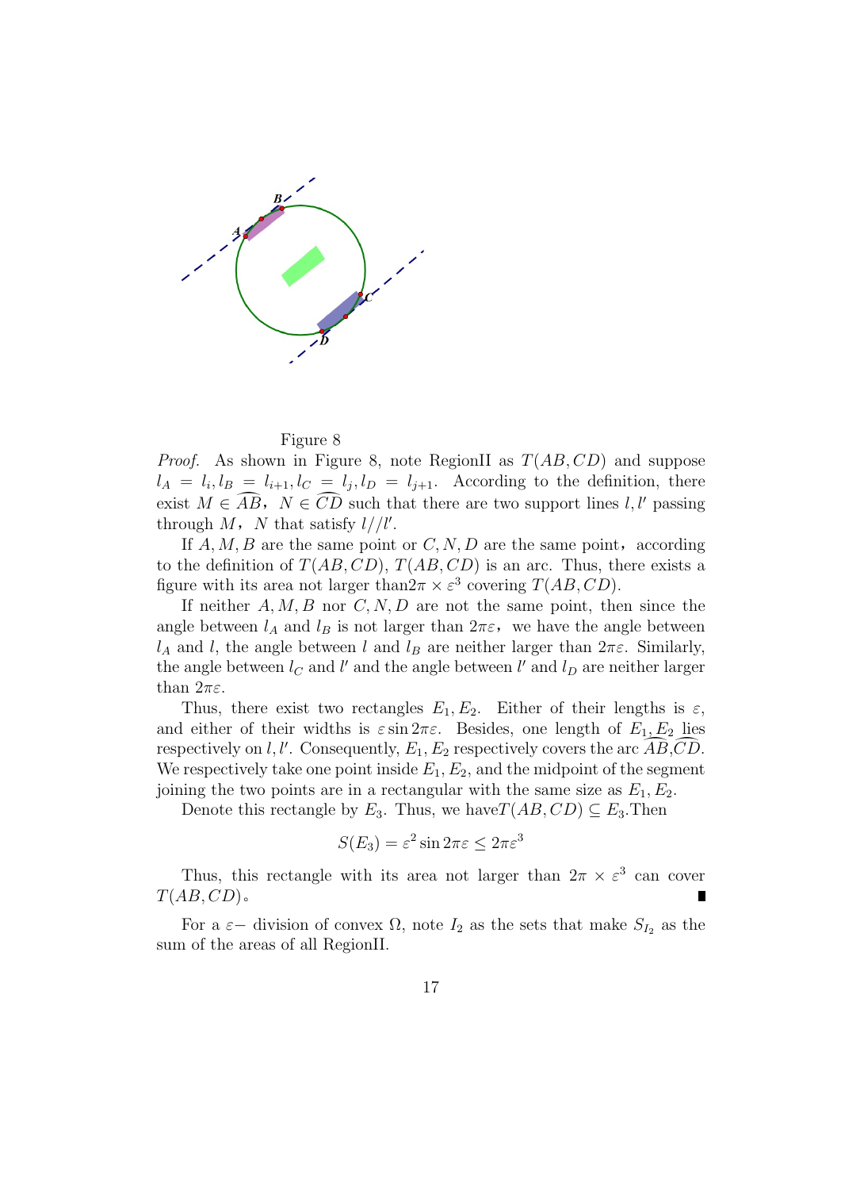A
B
C
D

Figure 8

*Proof.* As shown in Figure 8, note RegionII as $T(AB, CD)$ and suppose $l_A = l_i, l_B = l_{i+1}, l_C = l_j, l_D = l_{j+1}$. According to the definition, there exist $M \in \widehat{AB}$, $N \in \widehat{CD}$ such that there are two support lines $l, l'$ passing through $M$, $N$ that satisfy $l // l'$.

If $A, M, B$ are the same point or $C, N, D$ are the same point, according to the definition of $T(AB, CD)$, $T(AB, CD)$ is an arc. Thus, there exists a figure with its area not larger than $2\pi \times \varepsilon^3$ covering $T(AB, CD)$.

If neither $A, M, B$ nor $C, N, D$ are not the same point, then since the angle between $l_A$ and $l_B$ is not larger than $2\pi\varepsilon$, we have the angle between $l_A$ and $l$, the angle between $l$ and $l_B$ are neither larger than $2\pi\varepsilon$. Similarly, the angle between $l_C$ and $l'$ and the angle between $l'$ and $l_D$ are neither larger than $2\pi\varepsilon$.

Thus, there exist two rectangles $E_1, E_2$. Either of their lengths is $\varepsilon$, and either of their widths is $\varepsilon \sin 2\pi\varepsilon$. Besides, one length of $E_1, E_2$ lies respectively on $l, l'$. Consequently, $E_1, E_2$ respectively covers the arc $\widehat{AB}, \widehat{CD}$. We respectively take one point inside $E_1, E_2$, and the midpoint of the segment joining the two points are in a rectangular with the same size as $E_1, E_2$.

Denote this rectangle by $E_3$. Thus, we have $T(AB, CD) \subseteq E_3$. Then

$$S(E_3) = \varepsilon^2 \sin 2\pi\varepsilon \leq 2\pi\varepsilon^3$$

Thus, this rectangle with its area not larger than $2\pi \times \varepsilon^3$ can cover $T(AB, CD)$。 ∎

For a $\varepsilon-$ division of convex $\Omega$, note $I_2$ as the sets that make $S_{I_2}$ as the sum of the areas of all RegionII.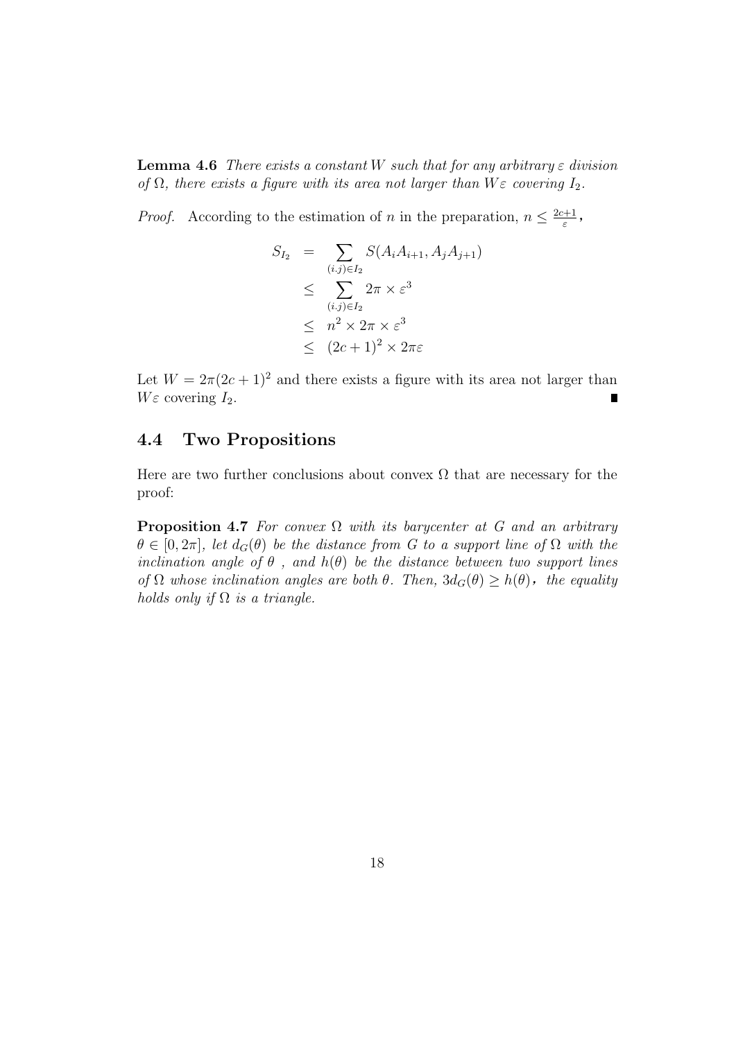**Lemma 4.6** *There exists a constant $W$ such that for any arbitrary $\varepsilon$ division of $\Omega$, there exists a figure with its area not larger than $W\varepsilon$ covering $I_2$.*

*Proof.* According to the estimation of $n$ in the preparation, $n \leq \frac{2c+1}{\varepsilon}$,

$$
\begin{aligned}
S_{I_2} &= \sum_{(i.j)\in I_2} S(A_iA_{i+1}, A_jA_{j+1}) \\
&\leq \sum_{(i.j)\in I_2} 2\pi \times \varepsilon^3 \\
&\leq n^2 \times 2\pi \times \varepsilon^3 \\
&\leq (2c+1)^2 \times 2\pi\varepsilon
\end{aligned}
$$

Let $W = 2\pi(2c+1)^2$ and there exists a figure with its area not larger than $W\varepsilon$ covering $I_2$. ∎

## 4.4 Two Propositions

Here are two further conclusions about convex $\Omega$ that are necessary for the proof:

**Proposition 4.7** *For convex $\Omega$ with its barycenter at $G$ and an arbitrary $\theta \in [0, 2\pi]$, let $d_G(\theta)$ be the distance from $G$ to a support line of $\Omega$ with the inclination angle of $\theta$ , and $h(\theta)$ be the distance between two support lines of $\Omega$ whose inclination angles are both $\theta$. Then, $3d_G(\theta) \geq h(\theta)$, the equality holds only if $\Omega$ is a triangle.*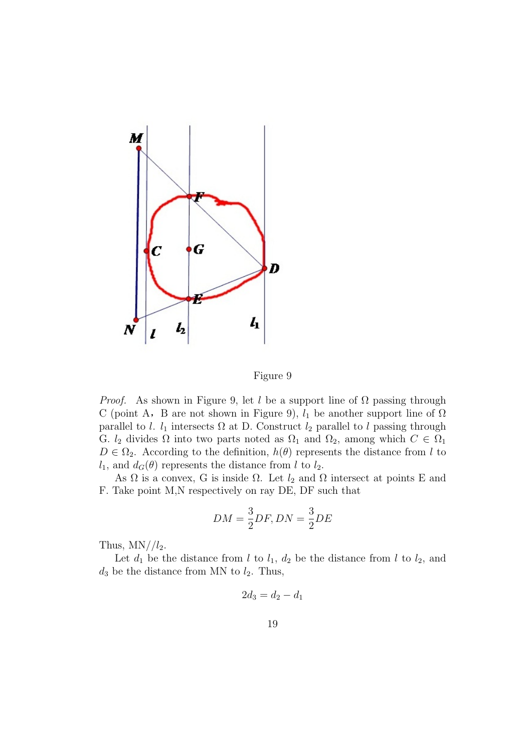Figure 9

*Proof.* As shown in Figure 9, let $l$ be a support line of $\Omega$ passing through C (point A, B are not shown in Figure 9), $l_1$ be another support line of $\Omega$ parallel to $l$. $l_1$ intersects $\Omega$ at D. Construct $l_2$ parallel to $l$ passing through G. $l_2$ divides $\Omega$ into two parts noted as $\Omega_1$ and $\Omega_2$, among which $C \in \Omega_1$ $D \in \Omega_2$. According to the definition, $h(\theta)$ represents the distance from $l$ to $l_1$, and $d_G(\theta)$ represents the distance from $l$ to $l_2$.

As $\Omega$ is a convex, G is inside $\Omega$. Let $l_2$ and $\Omega$ intersect at points E and F. Take point M,N respectively on ray DE, DF such that

$$DM = \frac{3}{2}DF, DN = \frac{3}{2}DE$$

Thus, MN//$l_2$.

Let $d_1$ be the distance from $l$ to $l_1$, $d_2$ be the distance from $l$ to $l_2$, and $d_3$ be the distance from MN to $l_2$. Thus,

$$2d_3 = d_2 - d_1$$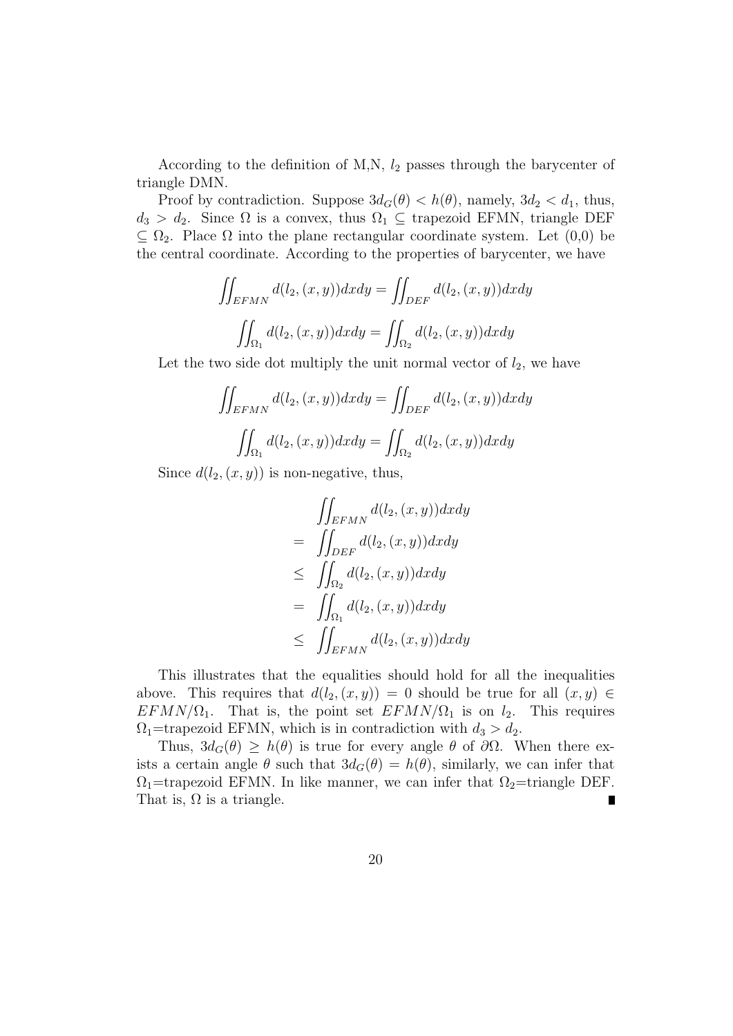According to the definition of M,N, $l_2$ passes through the barycenter of triangle DMN.

Proof by contradiction. Suppose $3d_G(\theta) < h(\theta)$, namely, $3d_2 < d_1$, thus, $d_3 > d_2$. Since $\Omega$ is a convex, thus $\Omega_1 \subseteq$ trapezoid EFMN, triangle DEF $\subseteq \Omega_2$. Place $\Omega$ into the plane rectangular coordinate system. Let (0,0) be the central coordinate. According to the properties of barycenter, we have

$$\iint_{EFMN} d(l_2, (x, y))dxdy = \iint_{DEF} d(l_2, (x, y))dxdy$$

$$\iint_{\Omega_1} d(l_2, (x, y))dxdy = \iint_{\Omega_2} d(l_2, (x, y))dxdy$$

Let the two side dot multiply the unit normal vector of $l_2$, we have

$$\iint_{EFMN} d(l_2, (x, y))dxdy = \iint_{DEF} d(l_2, (x, y))dxdy$$

$$\iint_{\Omega_1} d(l_2, (x, y))dxdy = \iint_{\Omega_2} d(l_2, (x, y))dxdy$$

Since $d(l_2, (x, y))$ is non-negative, thus,

$$\begin{aligned}
& \iint_{EFMN} d(l_2, (x, y))dxdy \\
= & \iint_{DEF} d(l_2, (x, y))dxdy \\
\leq & \iint_{\Omega_2} d(l_2, (x, y))dxdy \\
= & \iint_{\Omega_1} d(l_2, (x, y))dxdy \\
\leq & \iint_{EFMN} d(l_2, (x, y))dxdy
\end{aligned}$$

This illustrates that the equalities should hold for all the inequalities above. This requires that $d(l_2, (x, y)) = 0$ should be true for all $(x, y) \in EFMN/\Omega_1$. That is, the point set $EFMN/\Omega_1$ is on $l_2$. This requires $\Omega_1$=trapezoid EFMN, which is in contradiction with $d_3 > d_2$.

Thus, $3d_G(\theta) \geq h(\theta)$ is true for every angle $\theta$ of $\partial\Omega$. When there exists a certain angle $\theta$ such that $3d_G(\theta) = h(\theta)$, similarly, we can infer that $\Omega_1$=trapezoid EFMN. In like manner, we can infer that $\Omega_2$=triangle DEF. That is, $\Omega$ is a triangle. ∎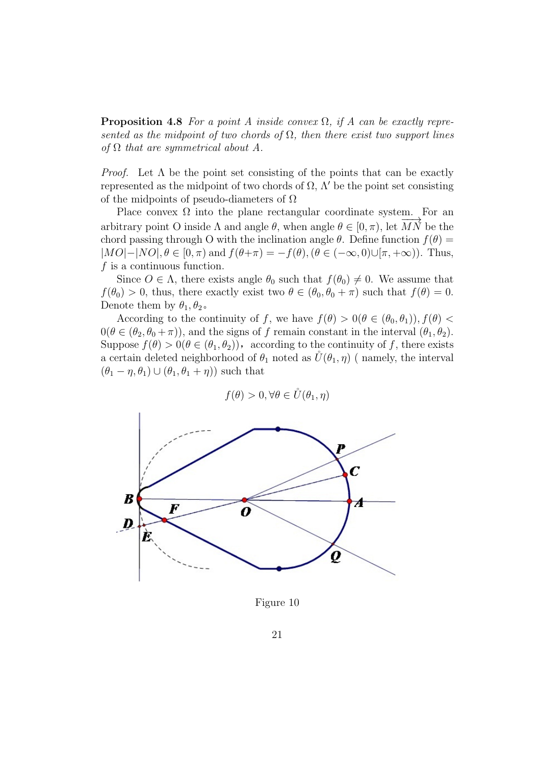**Proposition 4.8** *For a point A inside convex $\Omega$, if A can be exactly represented as the midpoint of two chords of $\Omega$, then there exist two support lines of $\Omega$ that are symmetrical about A.*

*Proof.* Let $\Lambda$ be the point set consisting of the points that can be exactly represented as the midpoint of two chords of $\Omega$, $\Lambda'$ be the point set consisting of the midpoints of pseudo-diameters of $\Omega$

Place convex $\Omega$ into the plane rectangular coordinate system. For an arbitrary point O inside $\Lambda$ and angle $\theta$, when angle $\theta \in [0, \pi)$, let $\overrightarrow{MN}$ be the chord passing through O with the inclination angle $\theta$. Define function $f(\theta) = |MO| - |NO|, \theta \in [0, \pi)$ and $f(\theta + \pi) = -f(\theta), (\theta \in (-\infty, 0) \cup [\pi, +\infty))$. Thus, $f$ is a continuous function.

Since $O \in \Lambda$, there exists angle $\theta_0$ such that $f(\theta_0) \neq 0$. We assume that $f(\theta_0) > 0$, thus, there exactly exist two $\theta \in (\theta_0, \theta_0 + \pi)$ such that $f(\theta) = 0$. Denote them by $\theta_1, \theta_2$。

According to the continuity of $f$, we have $f(\theta) > 0 (\theta \in (\theta_0, \theta_1)), f(\theta) < 0 (\theta \in (\theta_2, \theta_0 + \pi))$, and the signs of $f$ remain constant in the interval $(\theta_1, \theta_2)$. Suppose $f(\theta) > 0 (\theta \in (\theta_1, \theta_2))$, according to the continuity of $f$, there exists a certain deleted neighborhood of $\theta_1$ noted as $\mathring{U}(\theta_1, \eta)$ ( namely, the interval $(\theta_1 - \eta, \theta_1) \cup (\theta_1, \theta_1 + \eta)$) such that

$$f(\theta) > 0, \forall \theta \in \mathring{U}(\theta_1, \eta)$$

P
C
B
F
O
A
D
E
Q

Figure 10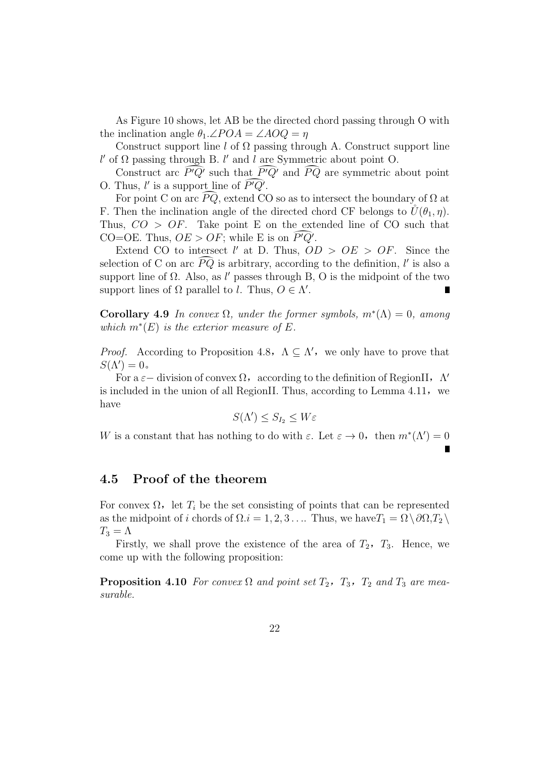As Figure 10 shows, let AB be the directed chord passing through O with the inclination angle $\theta_1$.$\angle POA = \angle AOQ = \eta$

Construct support line $l$ of $\Omega$ passing through A. Construct support line $l'$ of $\Omega$ passing through B. $l'$ and $l$ are Symmetric about point O.

Construct arc $\widehat{P'Q'}$ such that $\widehat{P'Q'}$ and $\widehat{PQ}$ are symmetric about point O. Thus, $l'$ is a support line of $\widehat{P'Q'}$.

For point C on arc $\widehat{PQ}$, extend CO so as to intersect the boundary of $\Omega$ at F. Then the inclination angle of the directed chord CF belongs to $\mathring{U}(\theta_1, \eta)$. Thus, $CO > OF$. Take point E on the extended line of CO such that CO=OE. Thus, $OE > OF$; while E is on $\widehat{P'Q'}$.

Extend CO to intersect $l'$ at D. Thus, $OD > OE > OF$. Since the selection of C on arc $\widehat{PQ}$ is arbitrary, according to the definition, $l'$ is also a support line of $\Omega$. Also, as $l'$ passes through B, O is the midpoint of the two support lines of $\Omega$ parallel to $l$. Thus, $O \in \Lambda'$. ∎

**Corollary 4.9** *In convex $\Omega$, under the former symbols, $m^*(\Lambda) = 0$, among which $m^*(E)$ is the exterior measure of $E$.*

*Proof.* According to Proposition 4.8，$\Lambda \subseteq \Lambda'$，we only have to prove that $S(\Lambda') = 0$。

For a $\varepsilon-$ division of convex $\Omega$，according to the definition of RegionII，$\Lambda'$ is included in the union of all RegionII. Thus, according to Lemma 4.11，we have

$$S(\Lambda') \leq S_{I_2} \leq W\varepsilon$$

$W$ is a constant that has nothing to do with $\varepsilon$. Let $\varepsilon \to 0$，then $m^*(\Lambda') = 0$ ∎

## 4.5 Proof of the theorem

For convex $\Omega$，let $T_i$ be the set consisting of points that can be represented as the midpoint of $i$ chords of $\Omega$.$i = 1, 2, 3 \ldots$. Thus, we have$T_1 = \Omega \setminus \partial\Omega$,$T_2 \setminus T_3 = \Lambda$

Firstly, we shall prove the existence of the area of $T_2$，$T_3$. Hence, we come up with the following proposition:

**Proposition 4.10** *For convex $\Omega$ and point set $T_2$，$T_3$，$T_2$ and $T_3$ are measurable.*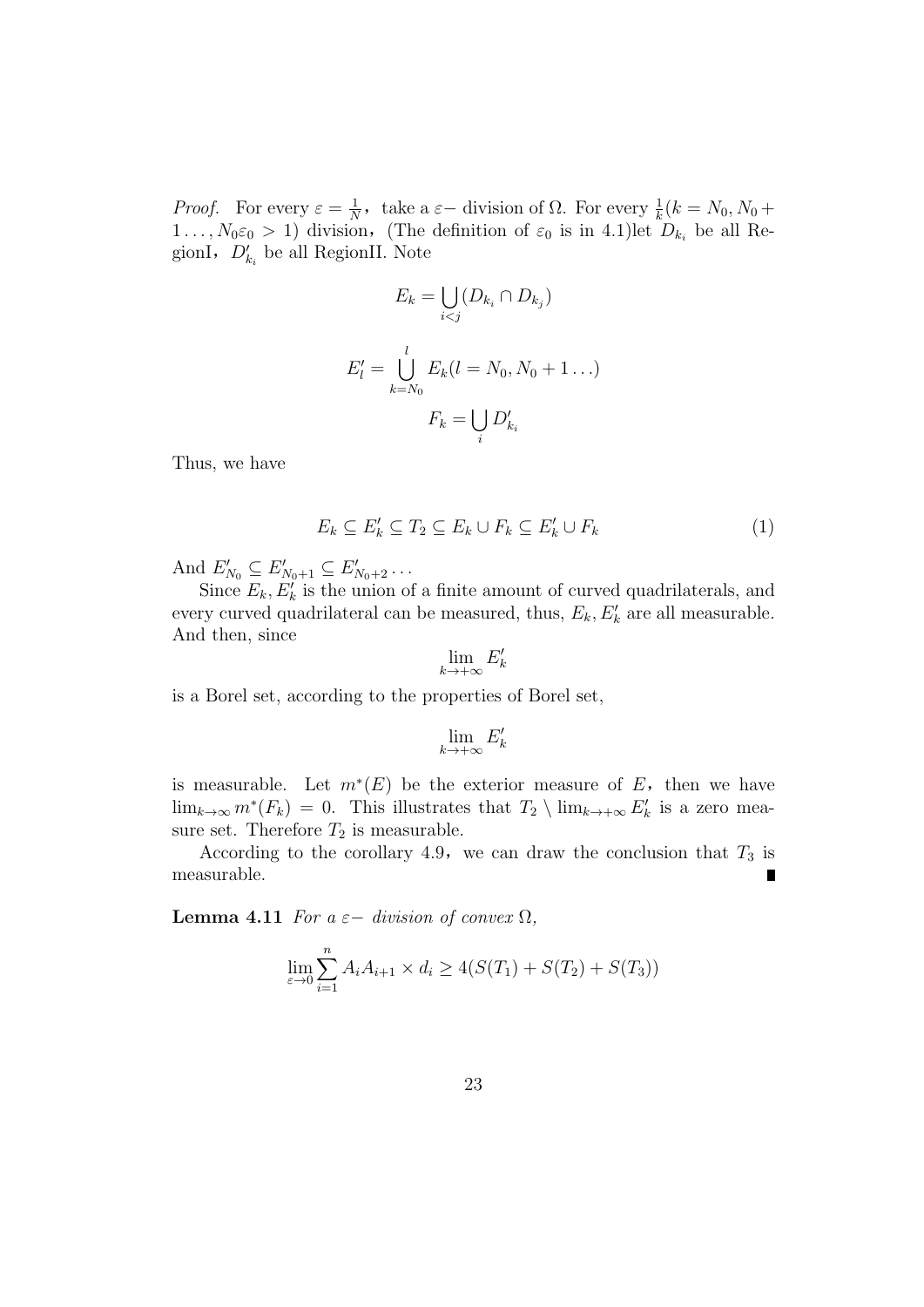*Proof.* For every $\varepsilon = \frac{1}{N}$, take a $\varepsilon-$ division of $\Omega$. For every $\frac{1}{k}(k = N_0, N_0 + 1 \ldots, N_0\varepsilon_0 > 1)$ division, (The definition of $\varepsilon_0$ is in 4.1)let $D_{k_i}$ be all RegionI, $D'_{k_i}$ be all RegionII. Note

$$E_k = \bigcup_{i<j} (D_{k_i} \cap D_{k_j})$$

$$E'_l = \bigcup_{k=N_0}^{l} E_k (l = N_0, N_0 + 1 \ldots)$$

$$F_k = \bigcup_{i} D'_{k_i}$$

Thus, we have

$$E_k \subseteq E'_k \subseteq T_2 \subseteq E_k \cup F_k \subseteq E'_k \cup F_k \tag{1}$$

And $E'_{N_0} \subseteq E'_{N_0+1} \subseteq E'_{N_0+2} \ldots$

Since $E_k, E'_k$ is the union of a finite amount of curved quadrilaterals, and every curved quadrilateral can be measured, thus, $E_k, E'_k$ are all measurable. And then, since

$$\lim_{k \to +\infty} E'_k$$

is a Borel set, according to the properties of Borel set,

$$\lim_{k \to +\infty} E'_k$$

is measurable. Let $m^*(E)$ be the exterior measure of $E$, then we have $\lim_{k\to\infty} m^*(F_k) = 0$. This illustrates that $T_2 \setminus \lim_{k\to+\infty} E'_k$ is a zero measure set. Therefore $T_2$ is measurable.

According to the corollary 4.9, we can draw the conclusion that $T_3$ is measurable. ∎

**Lemma 4.11** *For a $\varepsilon-$ division of convex $\Omega$,*

$$\lim_{\varepsilon \to 0} \sum_{i=1}^{n} A_i A_{i+1} \times d_i \geq 4(S(T_1) + S(T_2) + S(T_3))$$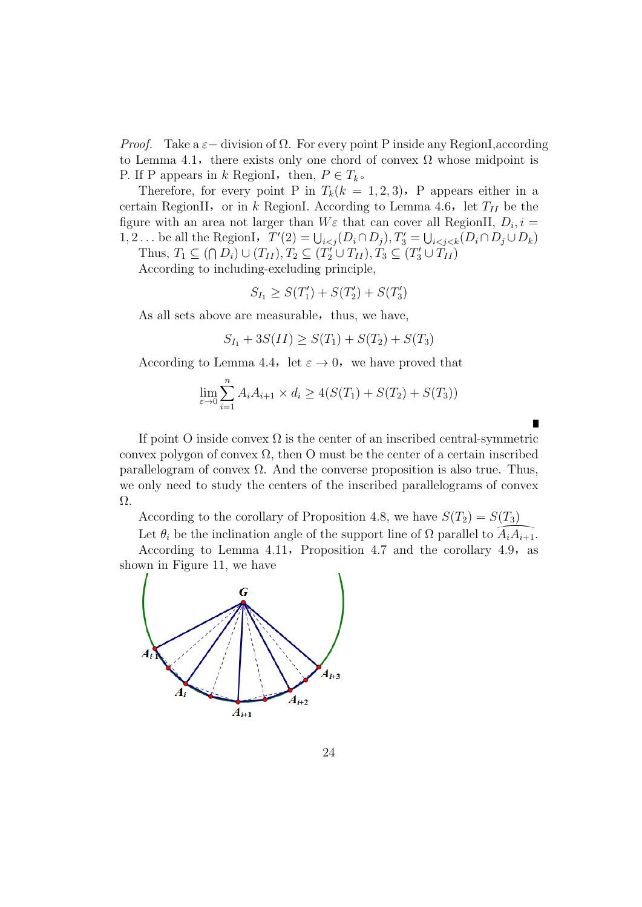*Proof.* Take a $\varepsilon-$ division of $\Omega$. For every point P inside any RegionI,according to Lemma 4.1, there exists only one chord of convex $\Omega$ whose midpoint is P. If P appears in $k$ RegionI, then, $P \in T_k$。

Therefore, for every point P in $T_k(k = 1, 2, 3)$, P appears either in a certain RegionII, or in $k$ RegionI. According to Lemma 4.6, let $T_{II}$ be the figure with an area not larger than $W\varepsilon$ that can cover all RegionII, $D_i, i = 1, 2 \ldots$ be all the RegionI, $T'(2) = \bigcup_{i<j}(D_i \cap D_j), T'_3 = \bigcup_{i<j<k}(D_i \cap D_j \cup D_k)$

Thus, $T_1 \subseteq (\bigcap D_i) \cup (T_{II}), T_2 \subseteq (T'_2 \cup T_{II}), T_3 \subseteq (T'_3 \cup T_{II})$

According to including-excluding principle,

$$S_{I_1} \geq S(T'_1) + S(T'_2) + S(T'_3)$$

As all sets above are measurable, thus, we have,

$$S_{I_1} + 3S(II) \geq S(T_1) + S(T_2) + S(T_3)$$

According to Lemma 4.4, let $\varepsilon \to 0$, we have proved that

$$\lim_{\varepsilon \to 0} \sum_{i=1}^{n} A_iA_{i+1} \times d_i \geq 4(S(T_1) + S(T_2) + S(T_3))$$

∎

If point O inside convex $\Omega$ is the center of an inscribed central-symmetric convex polygon of convex $\Omega$, then O must be the center of a certain inscribed parallelogram of convex $\Omega$. And the converse proposition is also true. Thus, we only need to study the centers of the inscribed parallelograms of convex $\Omega$.

According to the corollary of Proposition 4.8, we have $S(T_2) = S(T_3)$

Let $\theta_i$ be the inclination angle of the support line of $\Omega$ parallel to $\widehat{A_iA_{i+1}}$.

According to Lemma 4.11, Proposition 4.7 and the corollary 4.9, as shown in Figure 11, we have

G

$A_{i-1}$

$A_i$

$A_{i+1}$

$A_{i+2}$

$A_{i+3}$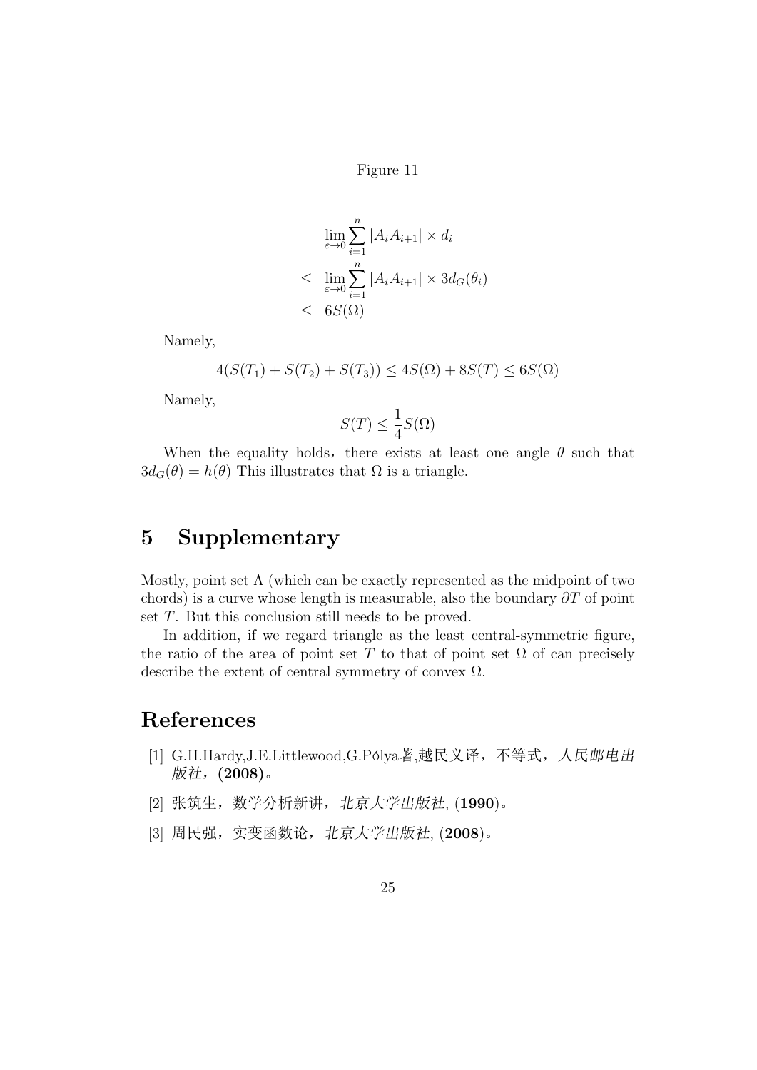Figure 11

$$
\begin{aligned}
& \lim_{\varepsilon \to 0} \sum_{i=1}^{n} |A_i A_{i+1}| \times d_i \\
\leq \; & \lim_{\varepsilon \to 0} \sum_{i=1}^{n} |A_i A_{i+1}| \times 3d_G(\theta_i) \\
\leq \; & 6S(\Omega)
\end{aligned}
$$

Namely,

$$
4(S(T_1) + S(T_2) + S(T_3)) \leq 4S(\Omega) + 8S(T) \leq 6S(\Omega)
$$

Namely,

$$
S(T) \leq \frac{1}{4} S(\Omega)
$$

When the equality holds，there exists at least one angle $\theta$ such that $3d_G(\theta) = h(\theta)$ This illustrates that $\Omega$ is a triangle.

# 5 Supplementary

Mostly, point set $\Lambda$ (which can be exactly represented as the midpoint of two chords) is a curve whose length is measurable, also the boundary $\partial T$ of point set $T$. But this conclusion still needs to be proved.

In addition, if we regard triangle as the least central-symmetric figure, the ratio of the area of point set $T$ to that of point set $\Omega$ of can precisely describe the extent of central symmetry of convex $\Omega$.

# References

[1] G.H.Hardy,J.E.Littlewood,G.Pólya著,越民义译，不等式，*人民邮电出版社*，**(2008)**。

[2] 张筑生，数学分析新讲，*北京大学出版社*, (**1990**)。

[3] 周民强，实变函数论，*北京大学出版社*, (**2008**)。